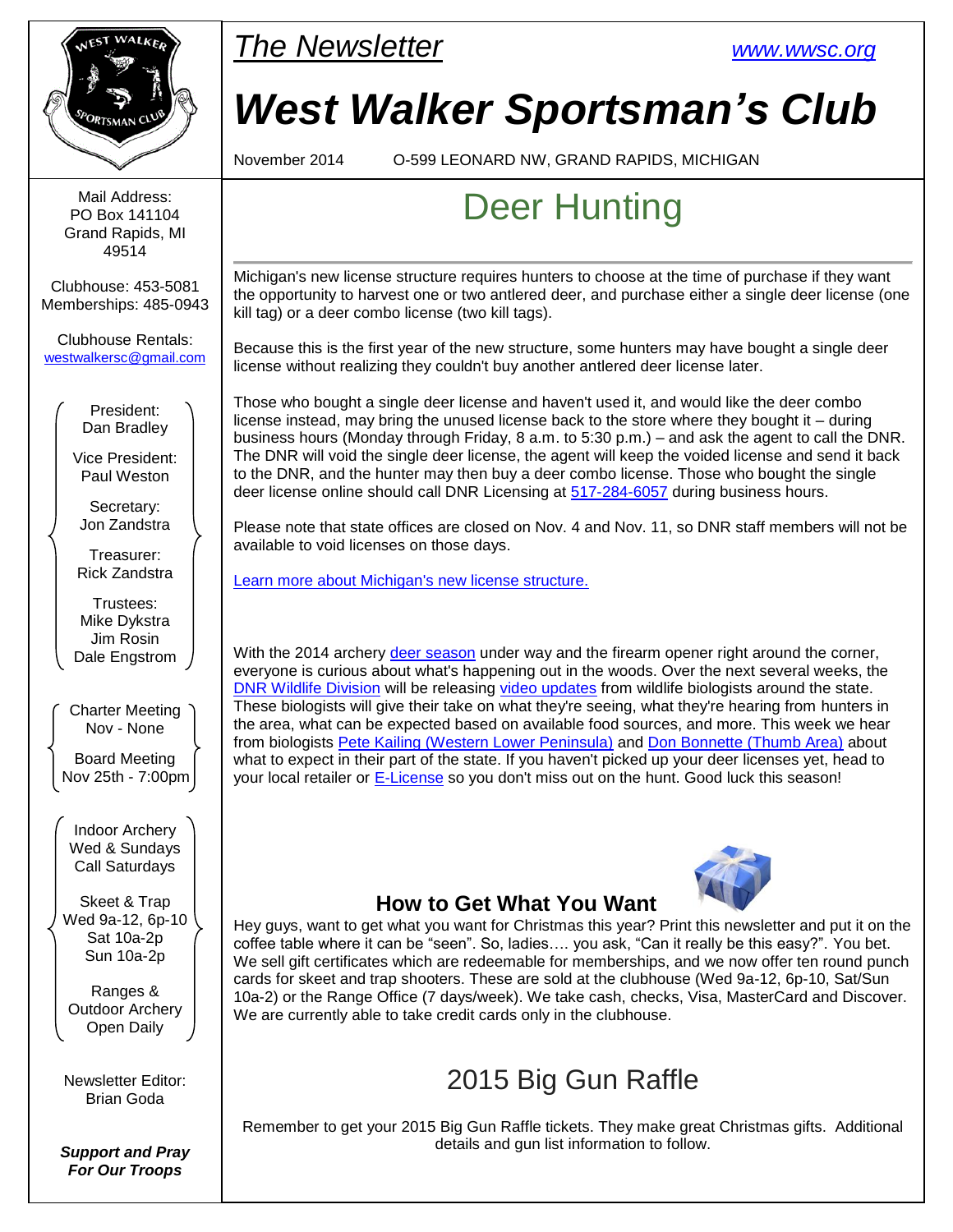*The Newsletter* www.wwsc.org

# West Walker Sportsman's Club

November 2014 O-599 LEONARD NW, GRAND RAPIDS, MICHIGAN

Mail Address:
PO Box 141104
Grand Rapids, MI
49514

Clubhouse: 453-5081
Memberships: 485-0943

Clubhouse Rentals:
westwalkersc@gmail.com

President:
Dan Bradley

Vice President:
Paul Weston

Secretary:
Jon Zandstra

Treasurer:
Rick Zandstra

Trustees:
Mike Dykstra
Jim Rosin
Dale Engstrom

Charter Meeting
Nov - None

Board Meeting
Nov 25th - 7:00pm

Indoor Archery
Wed & Sundays
Call Saturdays

Skeet & Trap
Wed 9a-12, 6p-10
Sat 10a-2p
Sun 10a-2p

Ranges &
Outdoor Archery
Open Daily

Newsletter Editor:
Brian Goda

***Support and Pray For Our Troops***

## Deer Hunting

Michigan's new license structure requires hunters to choose at the time of purchase if they want the opportunity to harvest one or two antlered deer, and purchase either a single deer license (one kill tag) or a deer combo license (two kill tags).

Because this is the first year of the new structure, some hunters may have bought a single deer license without realizing they couldn't buy another antlered deer license later.

Those who bought a single deer license and haven't used it, and would like the deer combo license instead, may bring the unused license back to the store where they bought it – during business hours (Monday through Friday, 8 a.m. to 5:30 p.m.) – and ask the agent to call the DNR. The DNR will void the single deer license, the agent will keep the voided license and send it back to the DNR, and the hunter may then buy a deer combo license. Those who bought the single deer license online should call DNR Licensing at 517-284-6057 during business hours.

Please note that state offices are closed on Nov. 4 and Nov. 11, so DNR staff members will not be available to void licenses on those days.

Learn more about Michigan's new license structure.

With the 2014 archery deer season under way and the firearm opener right around the corner, everyone is curious about what's happening out in the woods. Over the next several weeks, the DNR Wildlife Division will be releasing video updates from wildlife biologists around the state. These biologists will give their take on what they're seeing, what they're hearing from hunters in the area, what can be expected based on available food sources, and more. This week we hear from biologists Pete Kailing (Western Lower Peninsula) and Don Bonnette (Thumb Area) about what to expect in their part of the state. If you haven't picked up your deer licenses yet, head to your local retailer or E-License so you don't miss out on the hunt. Good luck this season!

### How to Get What You Want

Hey guys, want to get what you want for Christmas this year? Print this newsletter and put it on the coffee table where it can be "seen". So, ladies…. you ask, "Can it really be this easy?". You bet. We sell gift certificates which are redeemable for memberships, and we now offer ten round punch cards for skeet and trap shooters. These are sold at the clubhouse (Wed 9a-12, 6p-10, Sat/Sun 10a-2) or the Range Office (7 days/week). We take cash, checks, Visa, MasterCard and Discover. We are currently able to take credit cards only in the clubhouse.

## 2015 Big Gun Raffle

Remember to get your 2015 Big Gun Raffle tickets. They make great Christmas gifts. Additional details and gun list information to follow.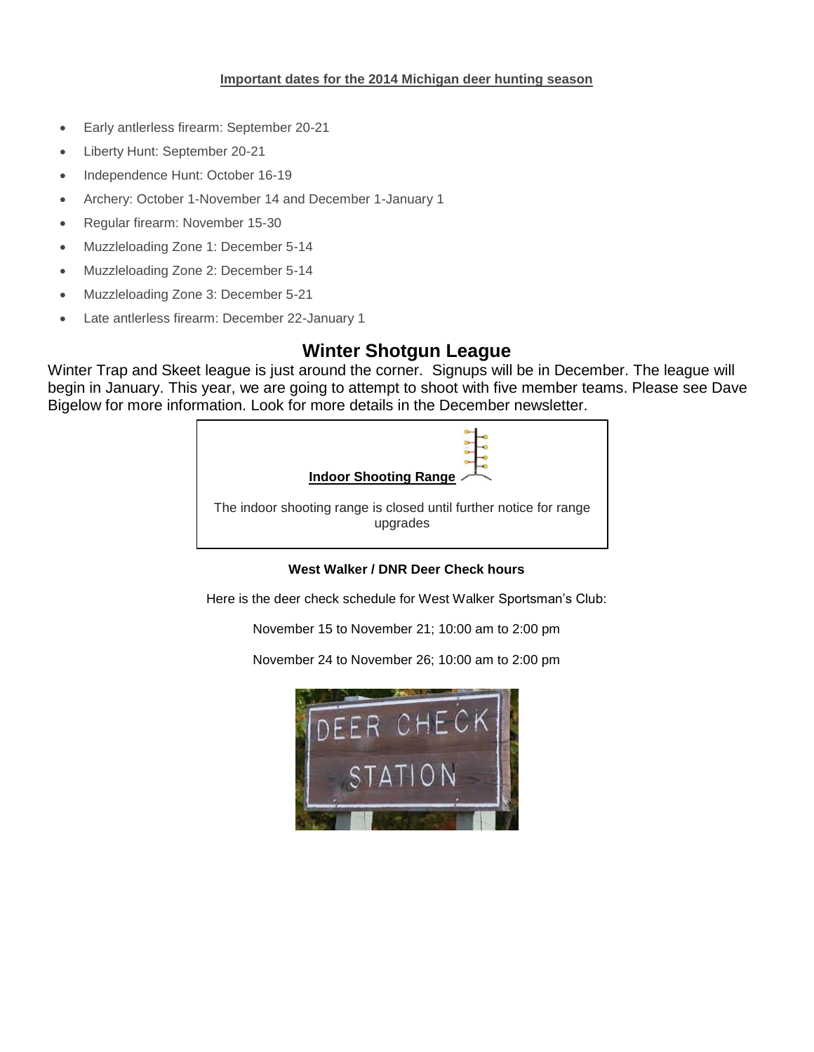**Important dates for the 2014 Michigan deer hunting season**

- Early antlerless firearm: September 20-21
- Liberty Hunt: September 20-21
- Independence Hunt: October 16-19
- Archery: October 1-November 14 and December 1-January 1
- Regular firearm: November 15-30
- Muzzleloading Zone 1: December 5-14
- Muzzleloading Zone 2: December 5-14
- Muzzleloading Zone 3: December 5-21
- Late antlerless firearm: December 22-January 1

## Winter Shotgun League

Winter Trap and Skeet league is just around the corner. Signups will be in December. The league will begin in January. This year, we are going to attempt to shoot with five member teams. Please see Dave Bigelow for more information. Look for more details in the December newsletter.

**Indoor Shooting Range**

The indoor shooting range is closed until further notice for range upgrades

**West Walker / DNR Deer Check hours**

Here is the deer check schedule for West Walker Sportsman's Club:

November 15 to November 21; 10:00 am to 2:00 pm

November 24 to November 26; 10:00 am to 2:00 pm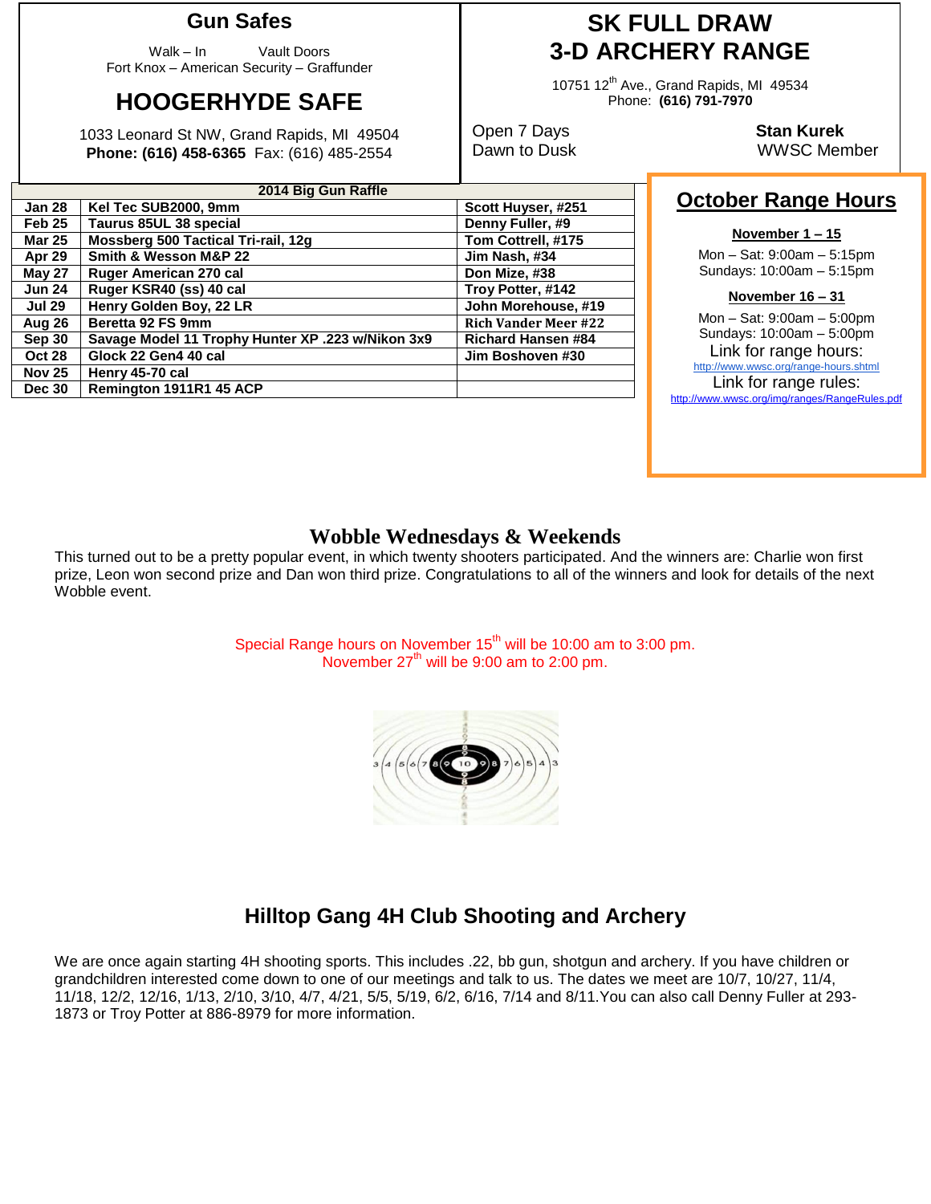## Gun Safes

Walk – In Vault Doors
Fort Knox – American Security – Graffunder

## HOOGERHYDE SAFE

1033 Leonard St NW, Grand Rapids, MI 49504
**Phone: (616) 458-6365** Fax: (616) 485-2554

## SK FULL DRAW 3-D ARCHERY RANGE

10751 12th Ave., Grand Rapids, MI 49534
Phone: **(616) 791-7970**

Open 7 Days
Dawn to Dusk

**Stan Kurek**
WWSC Member

| 2014 Big Gun Raffle | | |
|---|---|---|
| **Jan 28** | **Kel Tec SUB2000, 9mm** | **Scott Huyser, #251** |
| **Feb 25** | **Taurus 85UL 38 special** | **Denny Fuller, #9** |
| **Mar 25** | **Mossberg 500 Tactical Tri-rail, 12g** | **Tom Cottrell, #175** |
| **Apr 29** | **Smith & Wesson M&P 22** | **Jim Nash, #34** |
| **May 27** | **Ruger American 270 cal** | **Don Mize, #38** |
| **Jun 24** | **Ruger KSR40 (ss) 40 cal** | **Troy Potter, #142** |
| **Jul 29** | **Henry Golden Boy, 22 LR** | **John Morehouse, #19** |
| **Aug 26** | **Beretta 92 FS 9mm** | **Rich Vander Meer #22** |
| **Sep 30** | **Savage Model 11 Trophy Hunter XP .223 w/Nikon 3x9** | **Richard Hansen #84** |
| **Oct 28** | **Glock 22 Gen4 40 cal** | **Jim Boshoven #30** |
| **Nov 25** | **Henry 45-70 cal** | |
| **Dec 30** | **Remington 1911R1 45 ACP** | |

## October Range Hours

**November 1 – 15**

Mon – Sat: 9:00am – 5:15pm
Sundays: 10:00am – 5:15pm

**November 16 – 31**

Mon – Sat: 9:00am – 5:00pm
Sundays: 10:00am – 5:00pm

Link for range hours:
http://www.wwsc.org/range-hours.shtml

Link for range rules:
http://www.wwsc.org/img/ranges/RangeRules.pdf

## Wobble Wednesdays & Weekends

This turned out to be a pretty popular event, in which twenty shooters participated. And the winners are: Charlie won first prize, Leon won second prize and Dan won third prize. Congratulations to all of the winners and look for details of the next Wobble event.

Special Range hours on November 15th will be 10:00 am to 3:00 pm.
November 27th will be 9:00 am to 2:00 pm.

## Hilltop Gang 4H Club Shooting and Archery

We are once again starting 4H shooting sports. This includes .22, bb gun, shotgun and archery. If you have children or grandchildren interested come down to one of our meetings and talk to us. The dates we meet are 10/7, 10/27, 11/4, 11/18, 12/2, 12/16, 1/13, 2/10, 3/10, 4/7, 4/21, 5/5, 5/19, 6/2, 6/16, 7/14 and 8/11.You can also call Denny Fuller at 293-1873 or Troy Potter at 886-8979 for more information.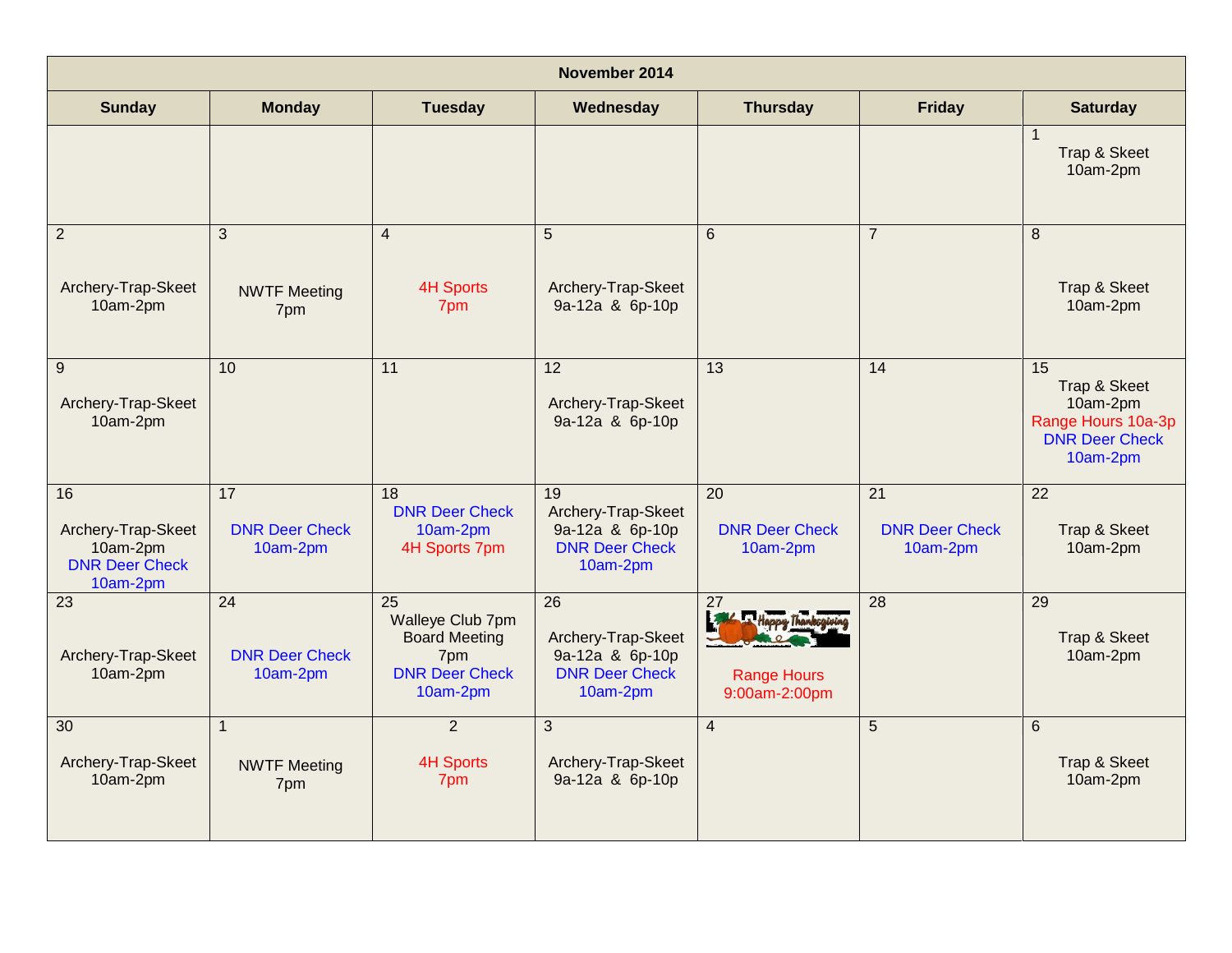| November 2014 | | | | | | |
|---|---|---|---|---|---|---|
| **Sunday** | **Monday** | **Tuesday** | **Wednesday** | **Thursday** | **Friday** | **Saturday** |
| | | | | | | 1<br>Trap & Skeet<br>10am-2pm |
| 2<br>Archery-Trap-Skeet<br>10am-2pm | 3<br>NWTF Meeting<br>7pm | 4<br>4H Sports<br>7pm | 5<br>Archery-Trap-Skeet<br>9a-12a & 6p-10p | 6 | 7 | 8<br>Trap & Skeet<br>10am-2pm |
| 9<br>Archery-Trap-Skeet<br>10am-2pm | 10 | 11 | 12<br>Archery-Trap-Skeet<br>9a-12a & 6p-10p | 13 | 14 | 15<br>Trap & Skeet<br>10am-2pm<br>Range Hours 10a-3p<br>DNR Deer Check<br>10am-2pm |
| 16<br>Archery-Trap-Skeet<br>10am-2pm<br>DNR Deer Check<br>10am-2pm | 17<br>DNR Deer Check<br>10am-2pm | 18<br>DNR Deer Check<br>10am-2pm<br>4H Sports 7pm | 19<br>Archery-Trap-Skeet<br>9a-12a & 6p-10p<br>DNR Deer Check<br>10am-2pm | 20<br>DNR Deer Check<br>10am-2pm | 21<br>DNR Deer Check<br>10am-2pm | 22<br>Trap & Skeet<br>10am-2pm |
| 23<br>Archery-Trap-Skeet<br>10am-2pm | 24<br>DNR Deer Check<br>10am-2pm | 25<br>Walleye Club 7pm<br>Board Meeting<br>7pm<br>DNR Deer Check<br>10am-2pm | 26<br>Archery-Trap-Skeet<br>9a-12a & 6p-10p<br>DNR Deer Check<br>10am-2pm | 27<br>Happy Thanksgiving<br>Range Hours<br>9:00am-2:00pm | 28 | 29<br>Trap & Skeet<br>10am-2pm |
| 30<br>Archery-Trap-Skeet<br>10am-2pm | 1<br>NWTF Meeting<br>7pm | 2<br>4H Sports<br>7pm | 3<br>Archery-Trap-Skeet<br>9a-12a & 6p-10p | 4 | 5 | 6<br>Trap & Skeet<br>10am-2pm |